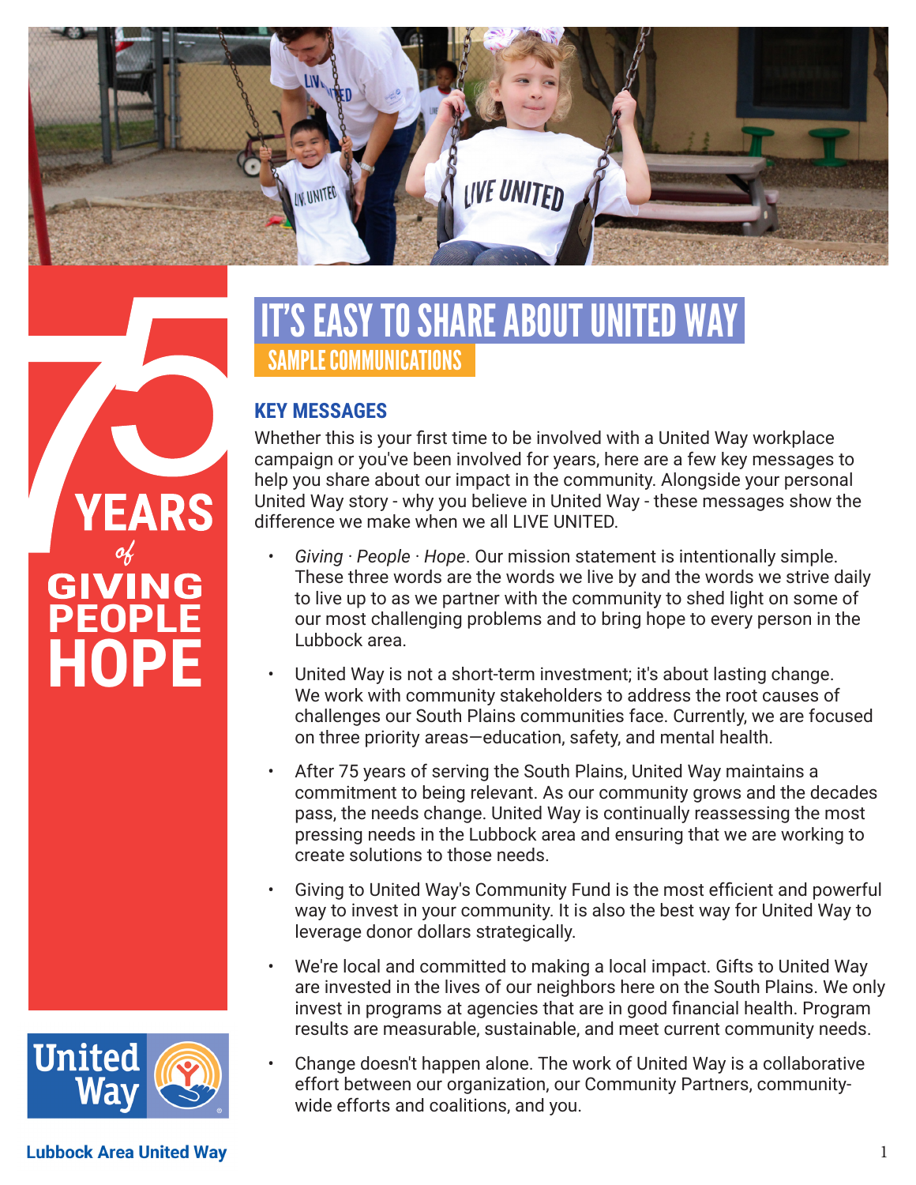# IT'S EASY TO SHARE ABOUT UNITED WAY

## SAMPLE COMMUNICATIONS

75 YEARS of GIVING PEOPLE HOPE

### KEY MESSAGES

Whether this is your first time to be involved with a United Way workplace campaign or you've been involved for years, here are a few key messages to help you share about our impact in the community. Alongside your personal United Way story - why you believe in United Way - these messages show the difference we make when we all LIVE UNITED.

- *Giving · People · Hope*. Our mission statement is intentionally simple. These three words are the words we live by and the words we strive daily to live up to as we partner with the community to shed light on some of our most challenging problems and to bring hope to every person in the Lubbock area.
- United Way is not a short-term investment; it's about lasting change. We work with community stakeholders to address the root causes of challenges our South Plains communities face. Currently, we are focused on three priority areas—education, safety, and mental health.
- After 75 years of serving the South Plains, United Way maintains a commitment to being relevant. As our community grows and the decades pass, the needs change. United Way is continually reassessing the most pressing needs in the Lubbock area and ensuring that we are working to create solutions to those needs.
- Giving to United Way's Community Fund is the most efficient and powerful way to invest in your community. It is also the best way for United Way to leverage donor dollars strategically.
- We're local and committed to making a local impact. Gifts to United Way are invested in the lives of our neighbors here on the South Plains. We only invest in programs at agencies that are in good financial health. Program results are measurable, sustainable, and meet current community needs.
- Change doesn't happen alone. The work of United Way is a collaborative effort between our organization, our Community Partners, community-wide efforts and coalitions, and you.

United Way

Lubbock Area United Way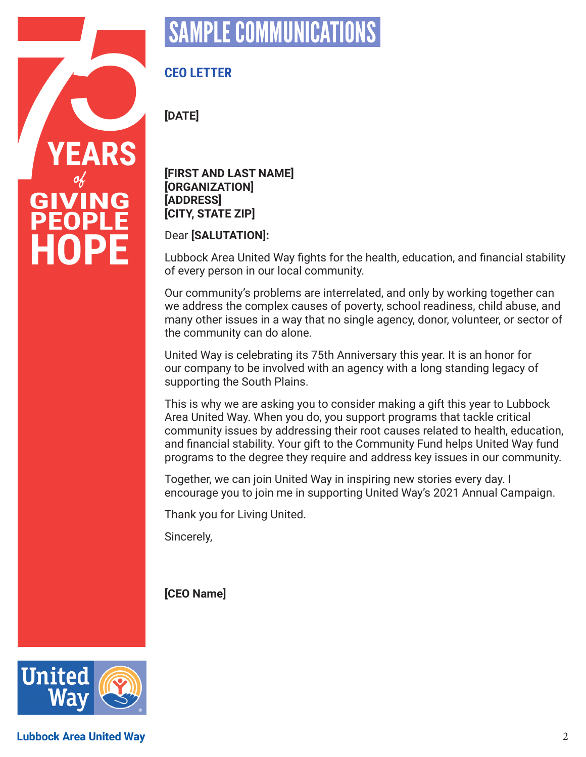# SAMPLE COMMUNICATIONS

## CEO LETTER

**[DATE]**

**[FIRST AND LAST NAME]**
**[ORGANIZATION]**
**[ADDRESS]**
**[CITY, STATE ZIP]**

Dear **[SALUTATION]:**

Lubbock Area United Way fights for the health, education, and financial stability of every person in our local community.

Our community's problems are interrelated, and only by working together can we address the complex causes of poverty, school readiness, child abuse, and many other issues in a way that no single agency, donor, volunteer, or sector of the community can do alone.

United Way is celebrating its 75th Anniversary this year. It is an honor for our company to be involved with an agency with a long standing legacy of supporting the South Plains.

This is why we are asking you to consider making a gift this year to Lubbock Area United Way. When you do, you support programs that tackle critical community issues by addressing their root causes related to health, education, and financial stability. Your gift to the Community Fund helps United Way fund programs to the degree they require and address key issues in our community.

Together, we can join United Way in inspiring new stories every day. I encourage you to join me in supporting United Way's 2021 Annual Campaign.

Thank you for Living United.

Sincerely,

**[CEO Name]**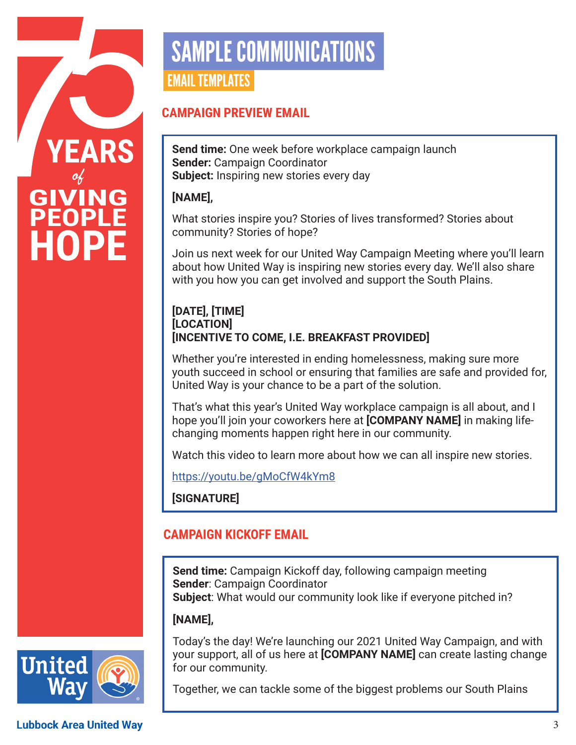# SAMPLE COMMUNICATIONS

## EMAIL TEMPLATES

### CAMPAIGN PREVIEW EMAIL

**Send time:** One week before workplace campaign launch
**Sender:** Campaign Coordinator
**Subject:** Inspiring new stories every day

**[NAME],**

What stories inspire you? Stories of lives transformed? Stories about community? Stories of hope?

Join us next week for our United Way Campaign Meeting where you'll learn about how United Way is inspiring new stories every day. We'll also share with you how you can get involved and support the South Plains.

**[DATE], [TIME]**
**[LOCATION]**
**[INCENTIVE TO COME, I.E. BREAKFAST PROVIDED]**

Whether you're interested in ending homelessness, making sure more youth succeed in school or ensuring that families are safe and provided for, United Way is your chance to be a part of the solution.

That's what this year's United Way workplace campaign is all about, and I hope you'll join your coworkers here at **[COMPANY NAME]** in making life-changing moments happen right here in our community.

Watch this video to learn more about how we can all inspire new stories.

https://youtu.be/gMoCfW4kYm8

**[SIGNATURE]**

### CAMPAIGN KICKOFF EMAIL

**Send time:** Campaign Kickoff day, following campaign meeting
**Sender**: Campaign Coordinator
**Subject**: What would our community look like if everyone pitched in?

**[NAME],**

Today's the day! We're launching our 2021 United Way Campaign, and with your support, all of us here at **[COMPANY NAME]** can create lasting change for our community.

Together, we can tackle some of the biggest problems our South Plains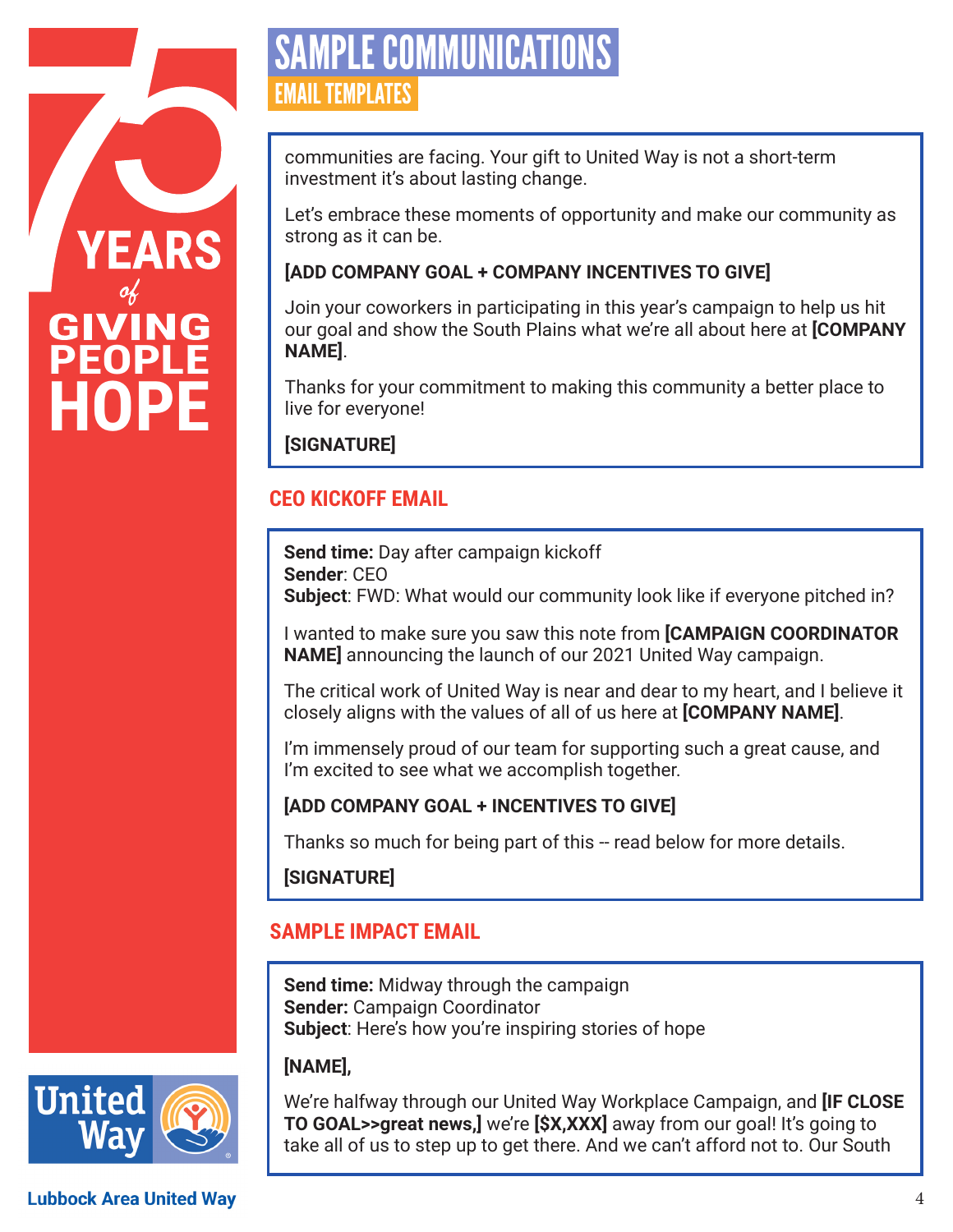# SAMPLE COMMUNICATIONS

## EMAIL TEMPLATES

communities are facing. Your gift to United Way is not a short-term investment it's about lasting change.

Let's embrace these moments of opportunity and make our community as strong as it can be.

**[ADD COMPANY GOAL + COMPANY INCENTIVES TO GIVE]**

Join your coworkers in participating in this year's campaign to help us hit our goal and show the South Plains what we're all about here at **[COMPANY NAME]**.

Thanks for your commitment to making this community a better place to live for everyone!

**[SIGNATURE]**

### CEO KICKOFF EMAIL

**Send time:** Day after campaign kickoff
**Sender**: CEO
**Subject**: FWD: What would our community look like if everyone pitched in?

I wanted to make sure you saw this note from **[CAMPAIGN COORDINATOR NAME]** announcing the launch of our 2021 United Way campaign.

The critical work of United Way is near and dear to my heart, and I believe it closely aligns with the values of all of us here at **[COMPANY NAME]**.

I'm immensely proud of our team for supporting such a great cause, and I'm excited to see what we accomplish together.

**[ADD COMPANY GOAL + INCENTIVES TO GIVE]**

Thanks so much for being part of this -- read below for more details.

**[SIGNATURE]**

### SAMPLE IMPACT EMAIL

**Send time:** Midway through the campaign
**Sender:** Campaign Coordinator
**Subject**: Here's how you're inspiring stories of hope

**[NAME],**

We're halfway through our United Way Workplace Campaign, and **[IF CLOSE TO GOAL>>great news,]** we're **[$X,XXX]** away from our goal! It's going to take all of us to step up to get there. And we can't afford not to. Our South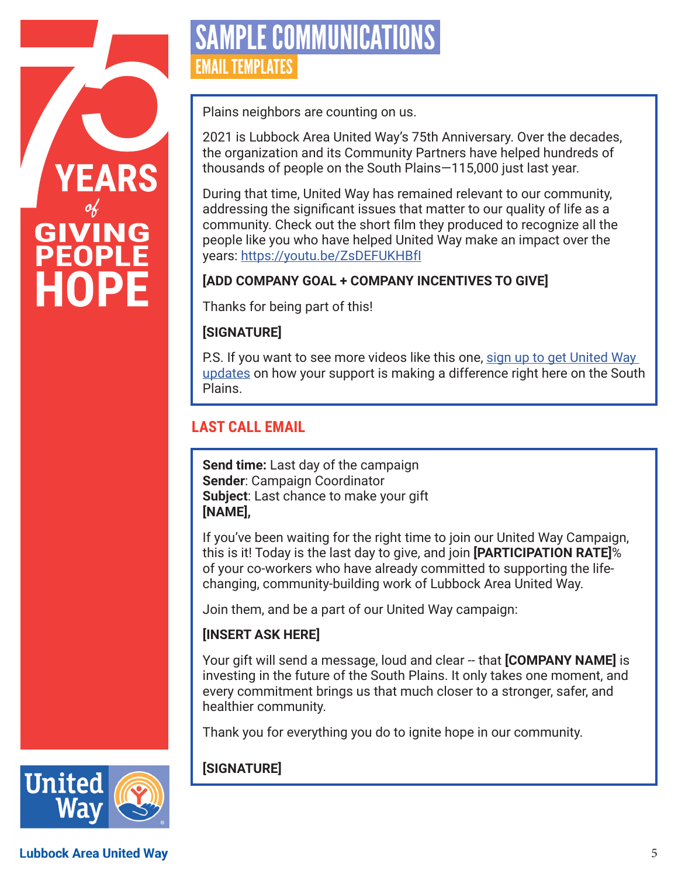# SAMPLE COMMUNICATIONS

## EMAIL TEMPLATES

Plains neighbors are counting on us.

2021 is Lubbock Area United Way's 75th Anniversary. Over the decades, the organization and its Community Partners have helped hundreds of thousands of people on the South Plains—115,000 just last year.

During that time, United Way has remained relevant to our community, addressing the significant issues that matter to our quality of life as a community. Check out the short film they produced to recognize all the people like you who have helped United Way make an impact over the years: https://youtu.be/ZsDEFUKHBfI

**[ADD COMPANY GOAL + COMPANY INCENTIVES TO GIVE]**

Thanks for being part of this!

**[SIGNATURE]**

P.S. If you want to see more videos like this one, sign up to get United Way updates on how your support is making a difference right here on the South Plains.

## LAST CALL EMAIL

**Send time:** Last day of the campaign
**Sender**: Campaign Coordinator
**Subject**: Last chance to make your gift
**[NAME],**

If you've been waiting for the right time to join our United Way Campaign, this is it! Today is the last day to give, and join **[PARTICIPATION RATE]**% of your co-workers who have already committed to supporting the life-changing, community-building work of Lubbock Area United Way.

Join them, and be a part of our United Way campaign:

**[INSERT ASK HERE]**

Your gift will send a message, loud and clear -- that **[COMPANY NAME]** is investing in the future of the South Plains. It only takes one moment, and every commitment brings us that much closer to a stronger, safer, and healthier community.

Thank you for everything you do to ignite hope in our community.

**[SIGNATURE]**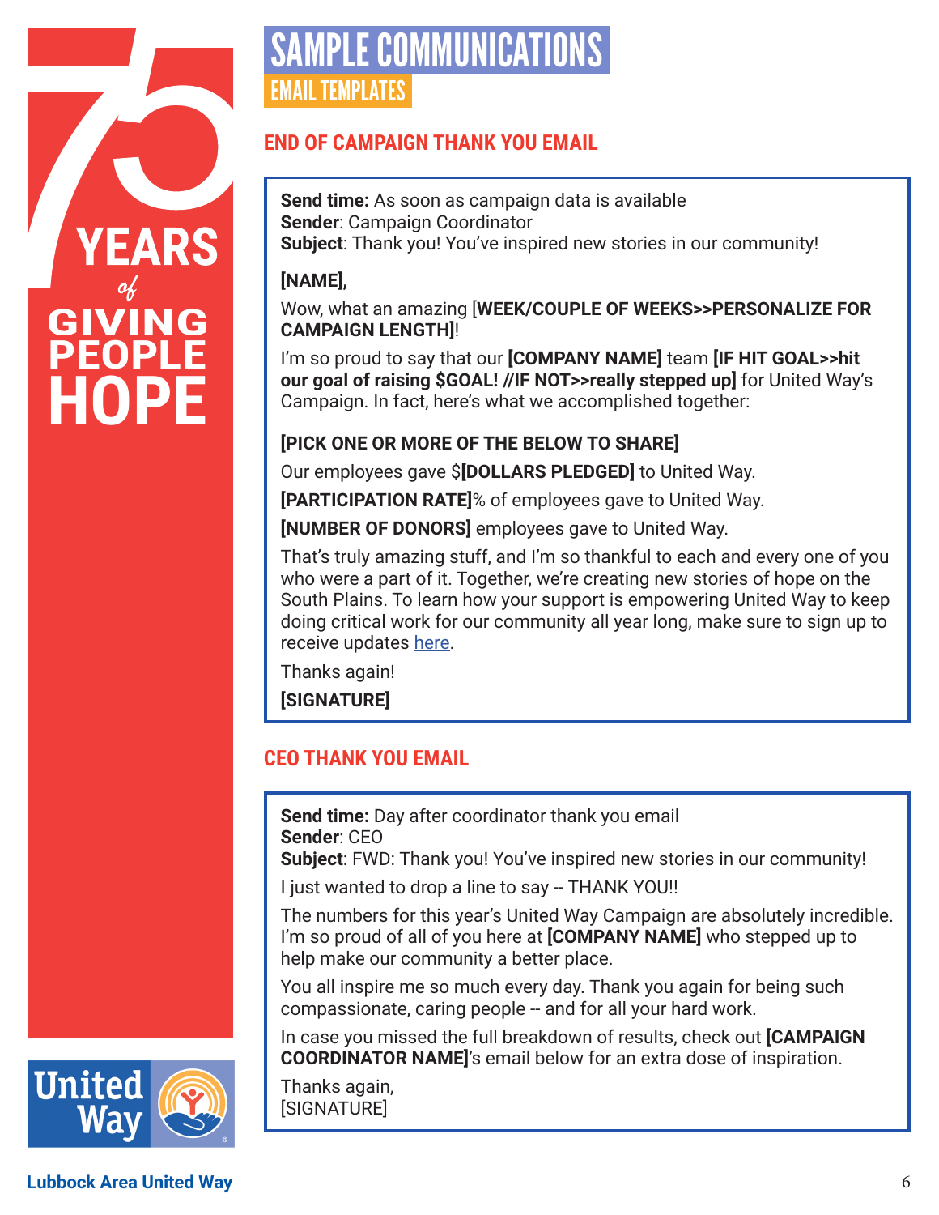# SAMPLE COMMUNICATIONS

## EMAIL TEMPLATES

### END OF CAMPAIGN THANK YOU EMAIL

**Send time:** As soon as campaign data is available
**Sender**: Campaign Coordinator
**Subject**: Thank you! You've inspired new stories in our community!

**[NAME],**

Wow, what an amazing **[WEEK/COUPLE OF WEEKS>>PERSONALIZE FOR CAMPAIGN LENGTH]**!

I'm so proud to say that our **[COMPANY NAME]** team **[IF HIT GOAL>>hit our goal of raising $GOAL! //IF NOT>>really stepped up]** for United Way's Campaign. In fact, here's what we accomplished together:

**[PICK ONE OR MORE OF THE BELOW TO SHARE]**

Our employees gave $**[DOLLARS PLEDGED]** to United Way.

**[PARTICIPATION RATE]**% of employees gave to United Way.

**[NUMBER OF DONORS]** employees gave to United Way.

That's truly amazing stuff, and I'm so thankful to each and every one of you who were a part of it. Together, we're creating new stories of hope on the South Plains. To learn how your support is empowering United Way to keep doing critical work for our community all year long, make sure to sign up to receive updates here.

Thanks again!

**[SIGNATURE]**

### CEO THANK YOU EMAIL

**Send time:** Day after coordinator thank you email
**Sender**: CEO
**Subject**: FWD: Thank you! You've inspired new stories in our community!

I just wanted to drop a line to say -- THANK YOU!!

The numbers for this year's United Way Campaign are absolutely incredible. I'm so proud of all of you here at **[COMPANY NAME]** who stepped up to help make our community a better place.

You all inspire me so much every day. Thank you again for being such compassionate, caring people -- and for all your hard work.

In case you missed the full breakdown of results, check out **[CAMPAIGN COORDINATOR NAME]**'s email below for an extra dose of inspiration.

Thanks again,
[SIGNATURE]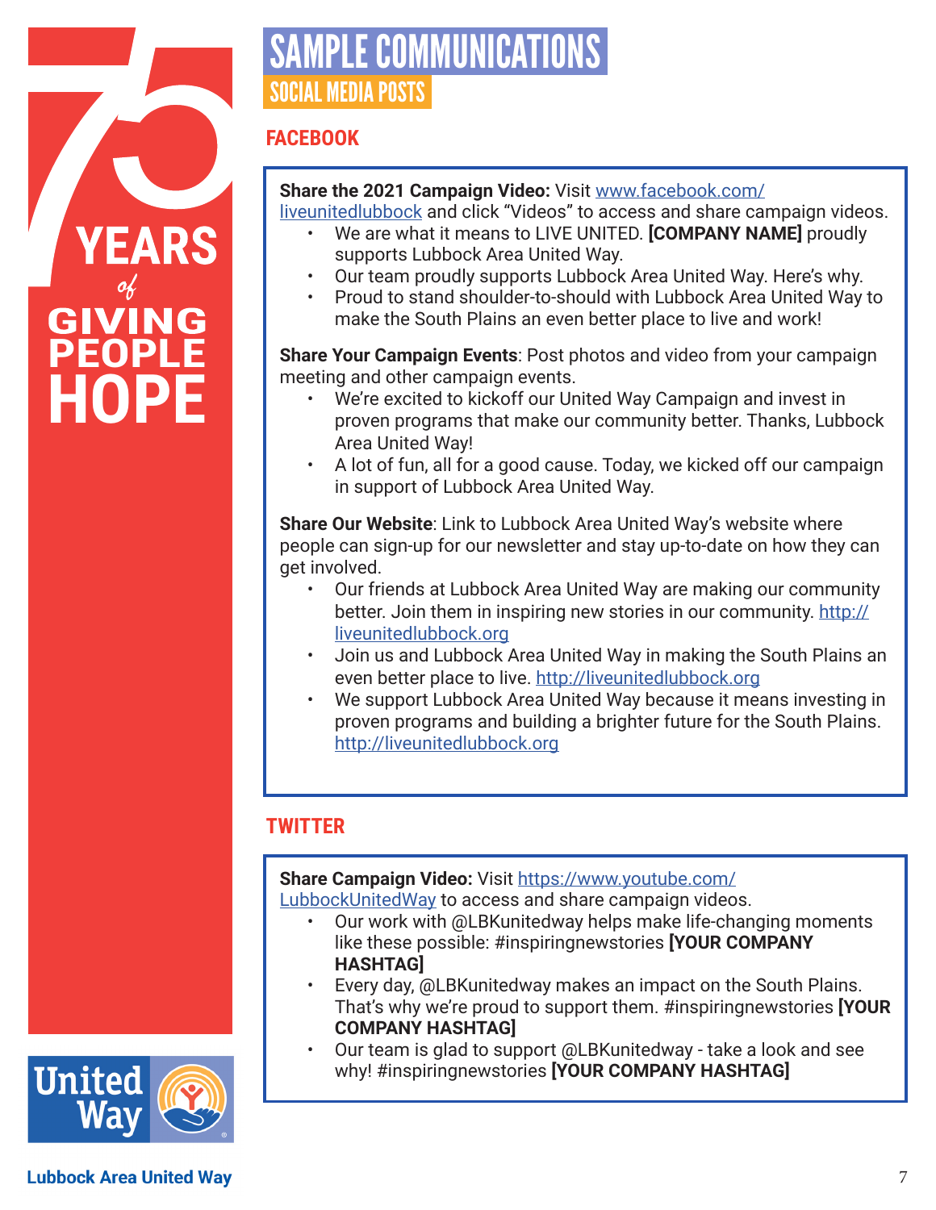# SAMPLE COMMUNICATIONS

## SOCIAL MEDIA POSTS

### FACEBOOK

**Share the 2021 Campaign Video:** Visit www.facebook.com/liveunitedlubbock and click "Videos" to access and share campaign videos.

- We are what it means to LIVE UNITED. **[COMPANY NAME]** proudly supports Lubbock Area United Way.
- Our team proudly supports Lubbock Area United Way. Here's why.
- Proud to stand shoulder-to-should with Lubbock Area United Way to make the South Plains an even better place to live and work!

**Share Your Campaign Events**: Post photos and video from your campaign meeting and other campaign events.

- We're excited to kickoff our United Way Campaign and invest in proven programs that make our community better. Thanks, Lubbock Area United Way!
- A lot of fun, all for a good cause. Today, we kicked off our campaign in support of Lubbock Area United Way.

**Share Our Website**: Link to Lubbock Area United Way's website where people can sign-up for our newsletter and stay up-to-date on how they can get involved.

- Our friends at Lubbock Area United Way are making our community better. Join them in inspiring new stories in our community. http://liveunitedlubbock.org
- Join us and Lubbock Area United Way in making the South Plains an even better place to live. http://liveunitedlubbock.org
- We support Lubbock Area United Way because it means investing in proven programs and building a brighter future for the South Plains. http://liveunitedlubbock.org

### TWITTER

**Share Campaign Video:** Visit https://www.youtube.com/LubbockUnitedWay to access and share campaign videos.

- Our work with @LBKunitedway helps make life-changing moments like these possible: #inspiringnewstories **[YOUR COMPANY HASHTAG]**
- Every day, @LBKunitedway makes an impact on the South Plains. That's why we're proud to support them. #inspiringnewstories **[YOUR COMPANY HASHTAG]**
- Our team is glad to support @LBKunitedway - take a look and see why! #inspiringnewstories **[YOUR COMPANY HASHTAG]**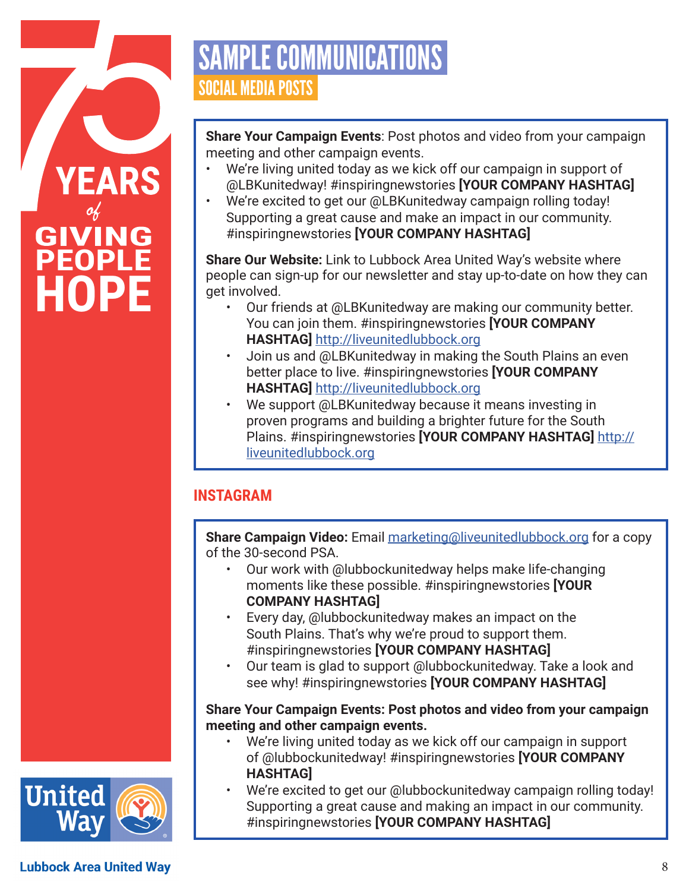# SAMPLE COMMUNICATIONS

## SOCIAL MEDIA POSTS

**Share Your Campaign Events**: Post photos and video from your campaign meeting and other campaign events.

- We're living united today as we kick off our campaign in support of @LBKunitedway! #inspiringnewstories **[YOUR COMPANY HASHTAG]**
- We're excited to get our @LBKunitedway campaign rolling today! Supporting a great cause and make an impact in our community. #inspiringnewstories **[YOUR COMPANY HASHTAG]**

**Share Our Website:** Link to Lubbock Area United Way's website where people can sign-up for our newsletter and stay up-to-date on how they can get involved.

- Our friends at @LBKunitedway are making our community better. You can join them. #inspiringnewstories **[YOUR COMPANY HASHTAG]** http://liveunitedlubbock.org
- Join us and @LBKunitedway in making the South Plains an even better place to live. #inspiringnewstories **[YOUR COMPANY HASHTAG]** http://liveunitedlubbock.org
- We support @LBKunitedway because it means investing in proven programs and building a brighter future for the South Plains. #inspiringnewstories **[YOUR COMPANY HASHTAG]** http://liveunitedlubbock.org

### INSTAGRAM

**Share Campaign Video:** Email marketing@liveunitedlubbock.org for a copy of the 30-second PSA.

- Our work with @lubbockunitedway helps make life-changing moments like these possible. #inspiringnewstories **[YOUR COMPANY HASHTAG]**
- Every day, @lubbockunitedway makes an impact on the South Plains. That's why we're proud to support them. #inspiringnewstories **[YOUR COMPANY HASHTAG]**
- Our team is glad to support @lubbockunitedway. Take a look and see why! #inspiringnewstories **[YOUR COMPANY HASHTAG]**

**Share Your Campaign Events: Post photos and video from your campaign meeting and other campaign events.**

- We're living united today as we kick off our campaign in support of @lubbockunitedway! #inspiringnewstories **[YOUR COMPANY HASHTAG]**
- We're excited to get our @lubbockunitedway campaign rolling today! Supporting a great cause and making an impact in our community. #inspiringnewstories **[YOUR COMPANY HASHTAG]**